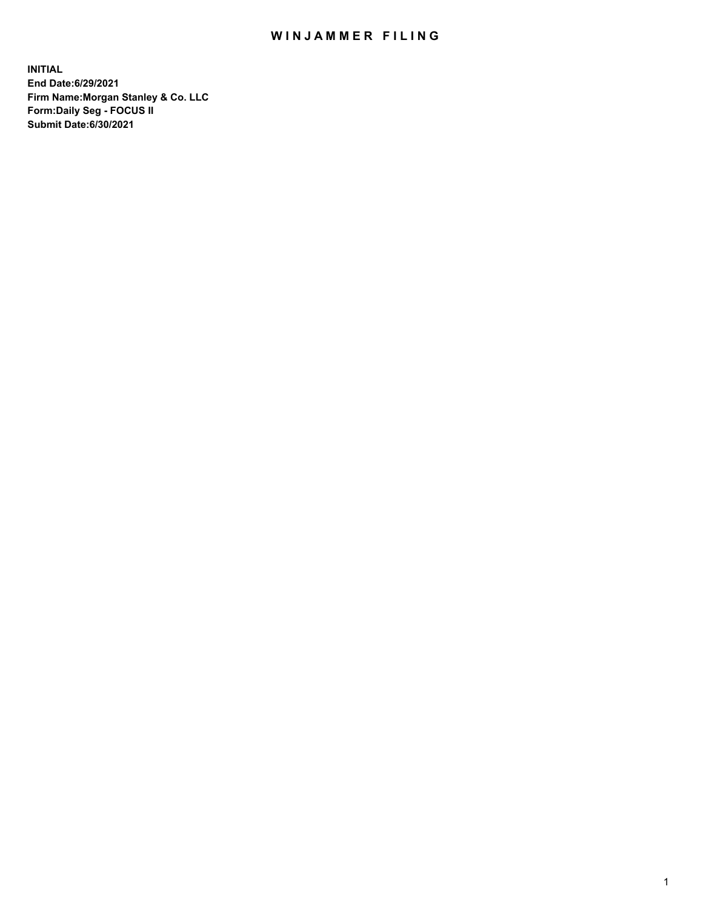# WINJAMMER FILING

**INITIAL**
**End Date:6/29/2021**
**Firm Name:Morgan Stanley & Co. LLC**
**Form:Daily Seg - FOCUS II**
**Submit Date:6/30/2021**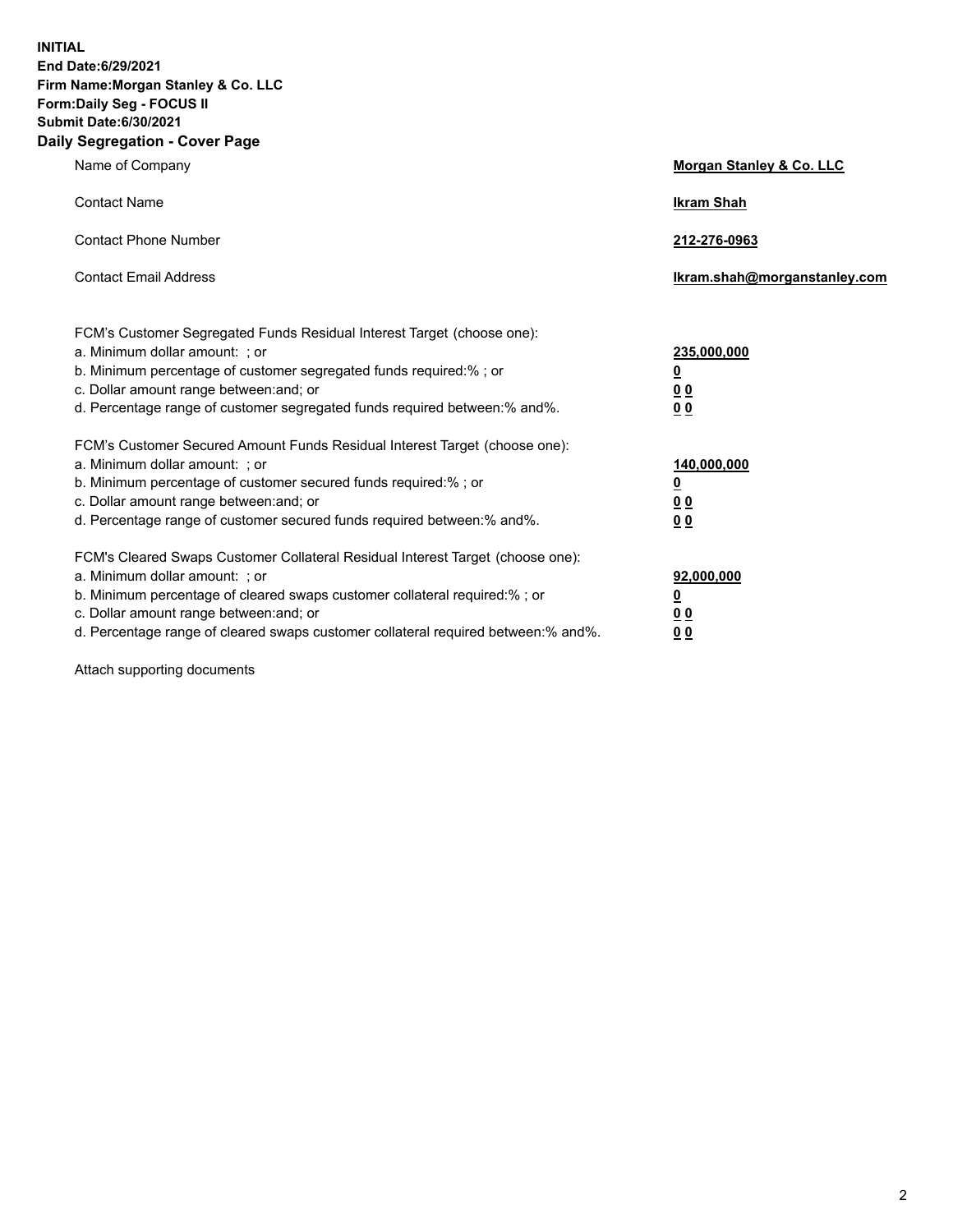**INITIAL**
**End Date:6/29/2021**
**Firm Name:Morgan Stanley & Co. LLC**
**Form:Daily Seg - FOCUS II**
**Submit Date:6/30/2021**

**Daily Segregation - Cover Page**

| | |
|---|---|
| Name of Company | **Morgan Stanley & Co. LLC** |
| Contact Name | **Ikram Shah** |
| Contact Phone Number | **212-276-0963** |
| Contact Email Address | **Ikram.shah@morganstanley.com** |

| | |
|---|---|
| FCM's Customer Segregated Funds Residual Interest Target (choose one): | |
| a. Minimum dollar amount: ; or | **235,000,000** |
| b. Minimum percentage of customer segregated funds required:% ; or | **0** |
| c. Dollar amount range between:and; or | **0 0** |
| d. Percentage range of customer segregated funds required between:% and%. | **0 0** |
| FCM's Customer Secured Amount Funds Residual Interest Target (choose one): | |
| a. Minimum dollar amount: ; or | **140,000,000** |
| b. Minimum percentage of customer secured funds required:% ; or | **0** |
| c. Dollar amount range between:and; or | **0 0** |
| d. Percentage range of customer secured funds required between:% and%. | **0 0** |
| FCM's Cleared Swaps Customer Collateral Residual Interest Target (choose one): | |
| a. Minimum dollar amount: ; or | **92,000,000** |
| b. Minimum percentage of cleared swaps customer collateral required:% ; or | **0** |
| c. Dollar amount range between:and; or | **0 0** |
| d. Percentage range of cleared swaps customer collateral required between:% and%. | **0 0** |

Attach supporting documents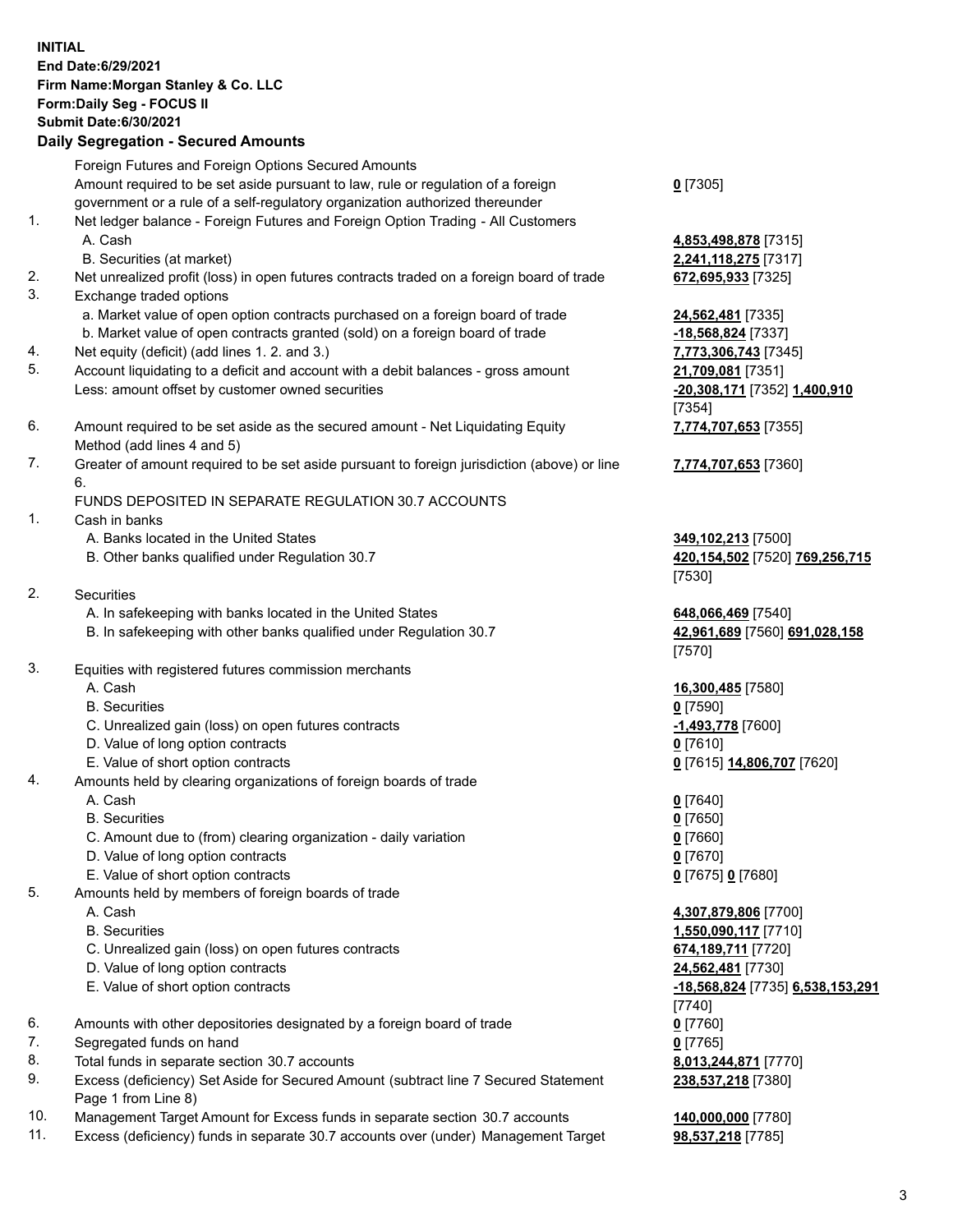**INITIAL**
**End Date:6/29/2021**
**Firm Name:Morgan Stanley & Co. LLC**
**Form:Daily Seg - FOCUS II**
**Submit Date:6/30/2021**

## Daily Segregation - Secured Amounts

| | | |
|---|---|---|
| | Foreign Futures and Foreign Options Secured Amounts | |
| | Amount required to be set aside pursuant to law, rule or regulation of a foreign government or a rule of a self-regulatory organization authorized thereunder | **0** [7305] |
| 1. | Net ledger balance - Foreign Futures and Foreign Option Trading - All Customers | |
| | A. Cash | **4,853,498,878** [7315] |
| | B. Securities (at market) | **2,241,118,275** [7317] |
| 2. | Net unrealized profit (loss) in open futures contracts traded on a foreign board of trade | **672,695,933** [7325] |
| 3. | Exchange traded options | |
| | a. Market value of open option contracts purchased on a foreign board of trade | **24,562,481** [7335] |
| | b. Market value of open contracts granted (sold) on a foreign board of trade | **-18,568,824** [7337] |
| 4. | Net equity (deficit) (add lines 1. 2. and 3.) | **7,773,306,743** [7345] |
| 5. | Account liquidating to a deficit and account with a debit balances - gross amount | **21,709,081** [7351] |
| | Less: amount offset by customer owned securities | **-20,308,171** [7352] **1,400,910** [7354] |
| 6. | Amount required to be set aside as the secured amount - Net Liquidating Equity Method (add lines 4 and 5) | **7,774,707,653** [7355] |
| 7. | Greater of amount required to be set aside pursuant to foreign jurisdiction (above) or line 6. | **7,774,707,653** [7360] |
| | FUNDS DEPOSITED IN SEPARATE REGULATION 30.7 ACCOUNTS | |
| 1. | Cash in banks | |
| | A. Banks located in the United States | **349,102,213** [7500] |
| | B. Other banks qualified under Regulation 30.7 | **420,154,502** [7520] **769,256,715** [7530] |
| 2. | Securities | |
| | A. In safekeeping with banks located in the United States | **648,066,469** [7540] |
| | B. In safekeeping with other banks qualified under Regulation 30.7 | **42,961,689** [7560] **691,028,158** [7570] |
| 3. | Equities with registered futures commission merchants | |
| | A. Cash | **16,300,485** [7580] |
| | B. Securities | **0** [7590] |
| | C. Unrealized gain (loss) on open futures contracts | **-1,493,778** [7600] |
| | D. Value of long option contracts | **0** [7610] |
| | E. Value of short option contracts | **0** [7615] **14,806,707** [7620] |
| 4. | Amounts held by clearing organizations of foreign boards of trade | |
| | A. Cash | **0** [7640] |
| | B. Securities | **0** [7650] |
| | C. Amount due to (from) clearing organization - daily variation | **0** [7660] |
| | D. Value of long option contracts | **0** [7670] |
| | E. Value of short option contracts | **0** [7675] **0** [7680] |
| 5. | Amounts held by members of foreign boards of trade | |
| | A. Cash | **4,307,879,806** [7700] |
| | B. Securities | **1,550,090,117** [7710] |
| | C. Unrealized gain (loss) on open futures contracts | **674,189,711** [7720] |
| | D. Value of long option contracts | **24,562,481** [7730] |
| | E. Value of short option contracts | **-18,568,824** [7735] **6,538,153,291** [7740] |
| 6. | Amounts with other depositories designated by a foreign board of trade | **0** [7760] |
| 7. | Segregated funds on hand | **0** [7765] |
| 8. | Total funds in separate section 30.7 accounts | **8,013,244,871** [7770] |
| 9. | Excess (deficiency) Set Aside for Secured Amount (subtract line 7 Secured Statement Page 1 from Line 8) | **238,537,218** [7380] |
| 10. | Management Target Amount for Excess funds in separate section 30.7 accounts | **140,000,000** [7780] |
| 11. | Excess (deficiency) funds in separate 30.7 accounts over (under) Management Target | **98,537,218** [7785] |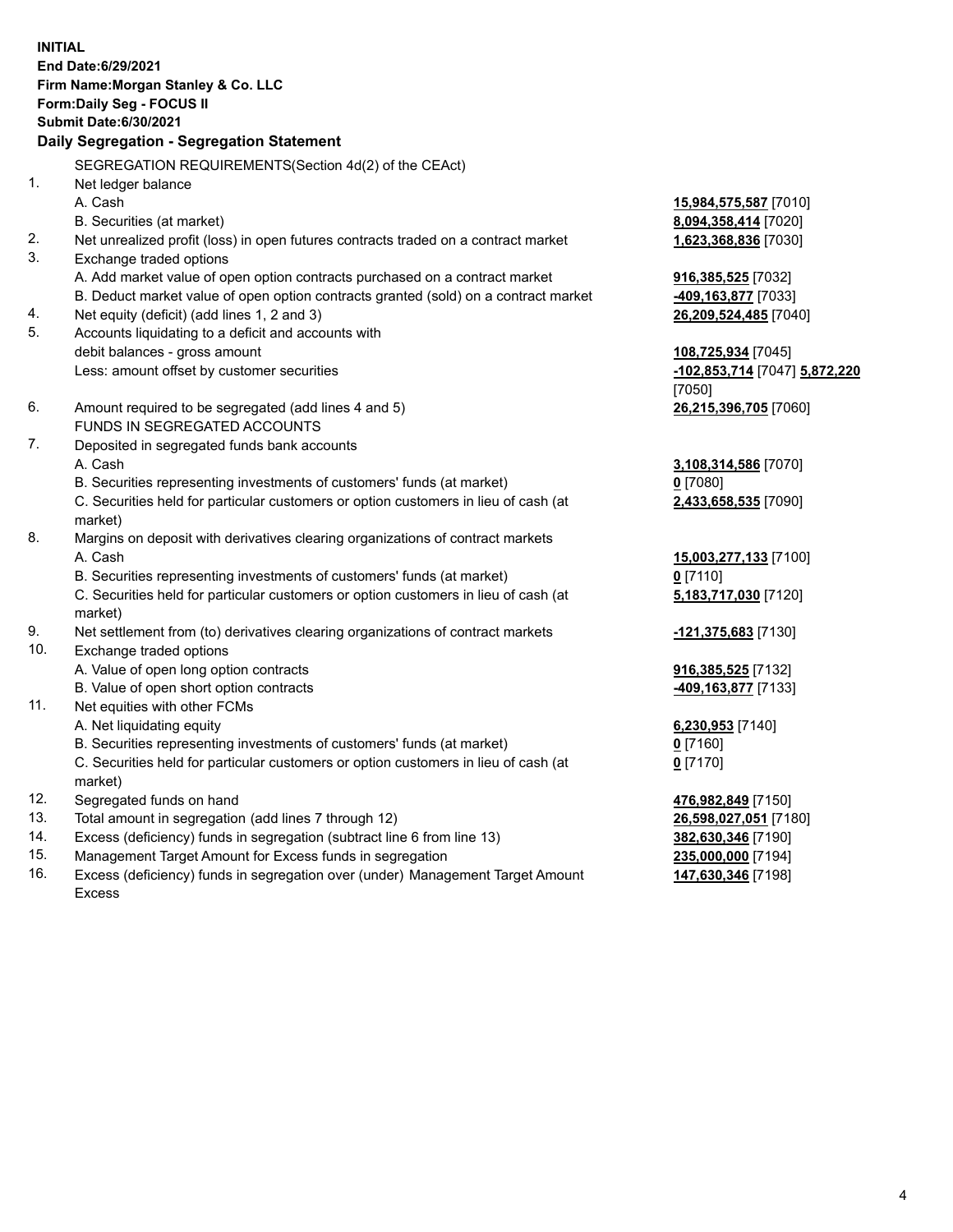**INITIAL**
**End Date:6/29/2021**
**Firm Name:Morgan Stanley & Co. LLC**
**Form:Daily Seg - FOCUS II**
**Submit Date:6/30/2021**

## Daily Segregation - Segregation Statement

SEGREGATION REQUIREMENTS(Section 4d(2) of the CEAct)

| | | |
|---|---|---|
| 1. | Net ledger balance | |
| | A. Cash | **15,984,575,587** [7010] |
| | B. Securities (at market) | **8,094,358,414** [7020] |
| 2. | Net unrealized profit (loss) in open futures contracts traded on a contract market | **1,623,368,836** [7030] |
| 3. | Exchange traded options | |
| | A. Add market value of open option contracts purchased on a contract market | **916,385,525** [7032] |
| | B. Deduct market value of open option contracts granted (sold) on a contract market | **-409,163,877** [7033] |
| 4. | Net equity (deficit) (add lines 1, 2 and 3) | **26,209,524,485** [7040] |
| 5. | Accounts liquidating to a deficit and accounts with debit balances - gross amount | **108,725,934** [7045] |
| | Less: amount offset by customer securities | **-102,853,714** [7047] **5,872,220** [7050] |
| 6. | Amount required to be segregated (add lines 4 and 5) | **26,215,396,705** [7060] |
| | FUNDS IN SEGREGATED ACCOUNTS | |
| 7. | Deposited in segregated funds bank accounts | |
| | A. Cash | **3,108,314,586** [7070] |
| | B. Securities representing investments of customers' funds (at market) | **0** [7080] |
| | C. Securities held for particular customers or option customers in lieu of cash (at market) | **2,433,658,535** [7090] |
| 8. | Margins on deposit with derivatives clearing organizations of contract markets | |
| | A. Cash | **15,003,277,133** [7100] |
| | B. Securities representing investments of customers' funds (at market) | **0** [7110] |
| | C. Securities held for particular customers or option customers in lieu of cash (at market) | **5,183,717,030** [7120] |
| 9. | Net settlement from (to) derivatives clearing organizations of contract markets | **-121,375,683** [7130] |
| 10. | Exchange traded options | |
| | A. Value of open long option contracts | **916,385,525** [7132] |
| | B. Value of open short option contracts | **-409,163,877** [7133] |
| 11. | Net equities with other FCMs | |
| | A. Net liquidating equity | **6,230,953** [7140] |
| | B. Securities representing investments of customers' funds (at market) | **0** [7160] |
| | C. Securities held for particular customers or option customers in lieu of cash (at market) | **0** [7170] |
| 12. | Segregated funds on hand | **476,982,849** [7150] |
| 13. | Total amount in segregation (add lines 7 through 12) | **26,598,027,051** [7180] |
| 14. | Excess (deficiency) funds in segregation (subtract line 6 from line 13) | **382,630,346** [7190] |
| 15. | Management Target Amount for Excess funds in segregation | **235,000,000** [7194] |
| 16. | Excess (deficiency) funds in segregation over (under) Management Target Amount Excess | **147,630,346** [7198] |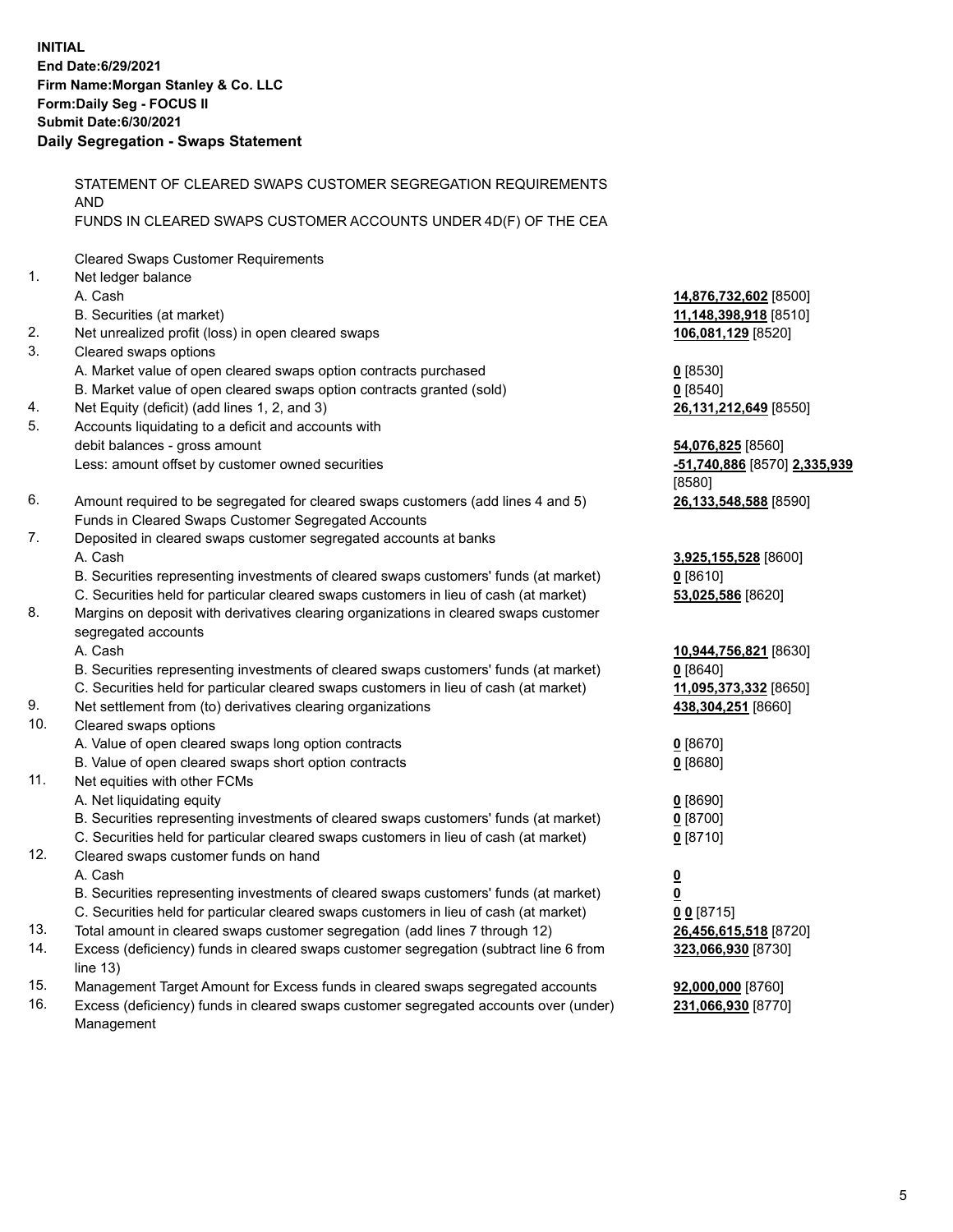**INITIAL**
**End Date:6/29/2021**
**Firm Name:Morgan Stanley & Co. LLC**
**Form:Daily Seg - FOCUS II**
**Submit Date:6/30/2021**
**Daily Segregation - Swaps Statement**

STATEMENT OF CLEARED SWAPS CUSTOMER SEGREGATION REQUIREMENTS AND
FUNDS IN CLEARED SWAPS CUSTOMER ACCOUNTS UNDER 4D(F) OF THE CEA

| | | |
|---|---|---|
| | Cleared Swaps Customer Requirements | |
| 1. | Net ledger balance | |
| | A. Cash | **14,876,732,602** [8500] |
| | B. Securities (at market) | **11,148,398,918** [8510] |
| 2. | Net unrealized profit (loss) in open cleared swaps | **106,081,129** [8520] |
| 3. | Cleared swaps options | |
| | A. Market value of open cleared swaps option contracts purchased | **0** [8530] |
| | B. Market value of open cleared swaps option contracts granted (sold) | **0** [8540] |
| 4. | Net Equity (deficit) (add lines 1, 2, and 3) | **26,131,212,649** [8550] |
| 5. | Accounts liquidating to a deficit and accounts with debit balances - gross amount | **54,076,825** [8560] |
| | Less: amount offset by customer owned securities | **-51,740,886** [8570] **2,335,939** [8580] |
| 6. | Amount required to be segregated for cleared swaps customers (add lines 4 and 5) | **26,133,548,588** [8590] |
| | Funds in Cleared Swaps Customer Segregated Accounts | |
| 7. | Deposited in cleared swaps customer segregated accounts at banks | |
| | A. Cash | **3,925,155,528** [8600] |
| | B. Securities representing investments of cleared swaps customers' funds (at market) | **0** [8610] |
| | C. Securities held for particular cleared swaps customers in lieu of cash (at market) | **53,025,586** [8620] |
| 8. | Margins on deposit with derivatives clearing organizations in cleared swaps customer segregated accounts | |
| | A. Cash | **10,944,756,821** [8630] |
| | B. Securities representing investments of cleared swaps customers' funds (at market) | **0** [8640] |
| | C. Securities held for particular cleared swaps customers in lieu of cash (at market) | **11,095,373,332** [8650] |
| 9. | Net settlement from (to) derivatives clearing organizations | **438,304,251** [8660] |
| 10. | Cleared swaps options | |
| | A. Value of open cleared swaps long option contracts | **0** [8670] |
| | B. Value of open cleared swaps short option contracts | **0** [8680] |
| 11. | Net equities with other FCMs | |
| | A. Net liquidating equity | **0** [8690] |
| | B. Securities representing investments of cleared swaps customers' funds (at market) | **0** [8700] |
| | C. Securities held for particular cleared swaps customers in lieu of cash (at market) | **0** [8710] |
| 12. | Cleared swaps customer funds on hand | |
| | A. Cash | **0** |
| | B. Securities representing investments of cleared swaps customers' funds (at market) | **0** |
| | C. Securities held for particular cleared swaps customers in lieu of cash (at market) | **0** **0** [8715] |
| 13. | Total amount in cleared swaps customer segregation (add lines 7 through 12) | **26,456,615,518** [8720] |
| 14. | Excess (deficiency) funds in cleared swaps customer segregation (subtract line 6 from line 13) | **323,066,930** [8730] |
| 15. | Management Target Amount for Excess funds in cleared swaps segregated accounts | **92,000,000** [8760] |
| 16. | Excess (deficiency) funds in cleared swaps customer segregated accounts over (under) Management | **231,066,930** [8770] |